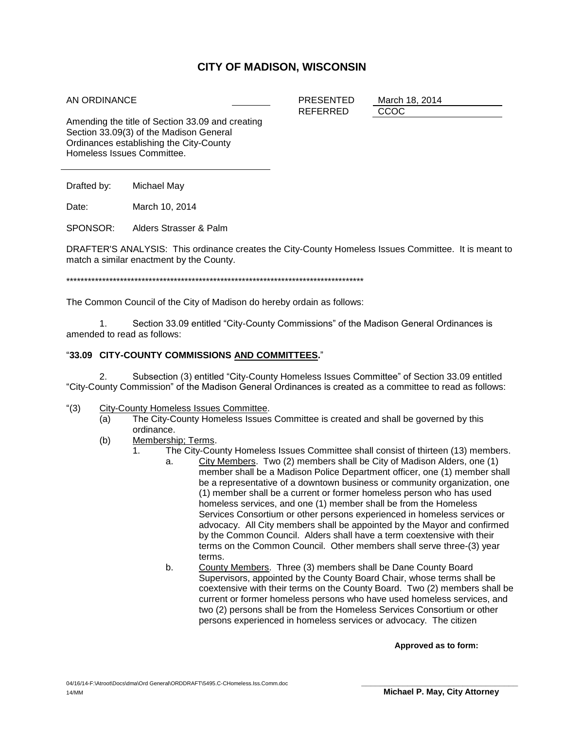# CITY OF MADISON, WISCONSIN

AN ORDINANCE

Amending the title of Section 33.09 and creating Section 33.09(3) of the Madison General Ordinances establishing the City-County Homeless Issues Committee.

PRESENTED March 18, 2014
REFERRED CCOC

Drafted by: Michael May

Date: March 10, 2014

SPONSOR: Alders Strasser & Palm

DRAFTER'S ANALYSIS: This ordinance creates the City-County Homeless Issues Committee. It is meant to match a similar enactment by the County.

***********************************************************************************

The Common Council of the City of Madison do hereby ordain as follows:

1. Section 33.09 entitled "City-County Commissions" of the Madison General Ordinances is amended to read as follows:

"**33.09 CITY-COUNTY COMMISSIONS AND COMMITTEES.**"

2. Subsection (3) entitled "City-County Homeless Issues Committee" of Section 33.09 entitled "City-County Commission" of the Madison General Ordinances is created as a committee to read as follows:

"(3) City-County Homeless Issues Committee.
- (a) The City-County Homeless Issues Committee is created and shall be governed by this ordinance.
- (b) Membership; Terms.
  1. The City-County Homeless Issues Committee shall consist of thirteen (13) members.
     - a. City Members. Two (2) members shall be City of Madison Alders, one (1) member shall be a Madison Police Department officer, one (1) member shall be a representative of a downtown business or community organization, one (1) member shall be a current or former homeless person who has used homeless services, and one (1) member shall be from the Homeless Services Consortium or other persons experienced in homeless services or advocacy. All City members shall be appointed by the Mayor and confirmed by the Common Council. Alders shall have a term coextensive with their terms on the Common Council. Other members shall serve three-(3) year terms.
     - b. County Members. Three (3) members shall be Dane County Board Supervisors, appointed by the County Board Chair, whose terms shall be coextensive with their terms on the County Board. Two (2) members shall be current or former homeless persons who have used homeless services, and two (2) persons shall be from the Homeless Services Consortium or other persons experienced in homeless services or advocacy. The citizen

**Approved as to form:**

04/16/14-F:\Atroot\Docs\dma\Ord General\ORDDRAFT\5495.C-CHomeless.Iss.Comm.doc
14/MM

**Michael P. May, City Attorney**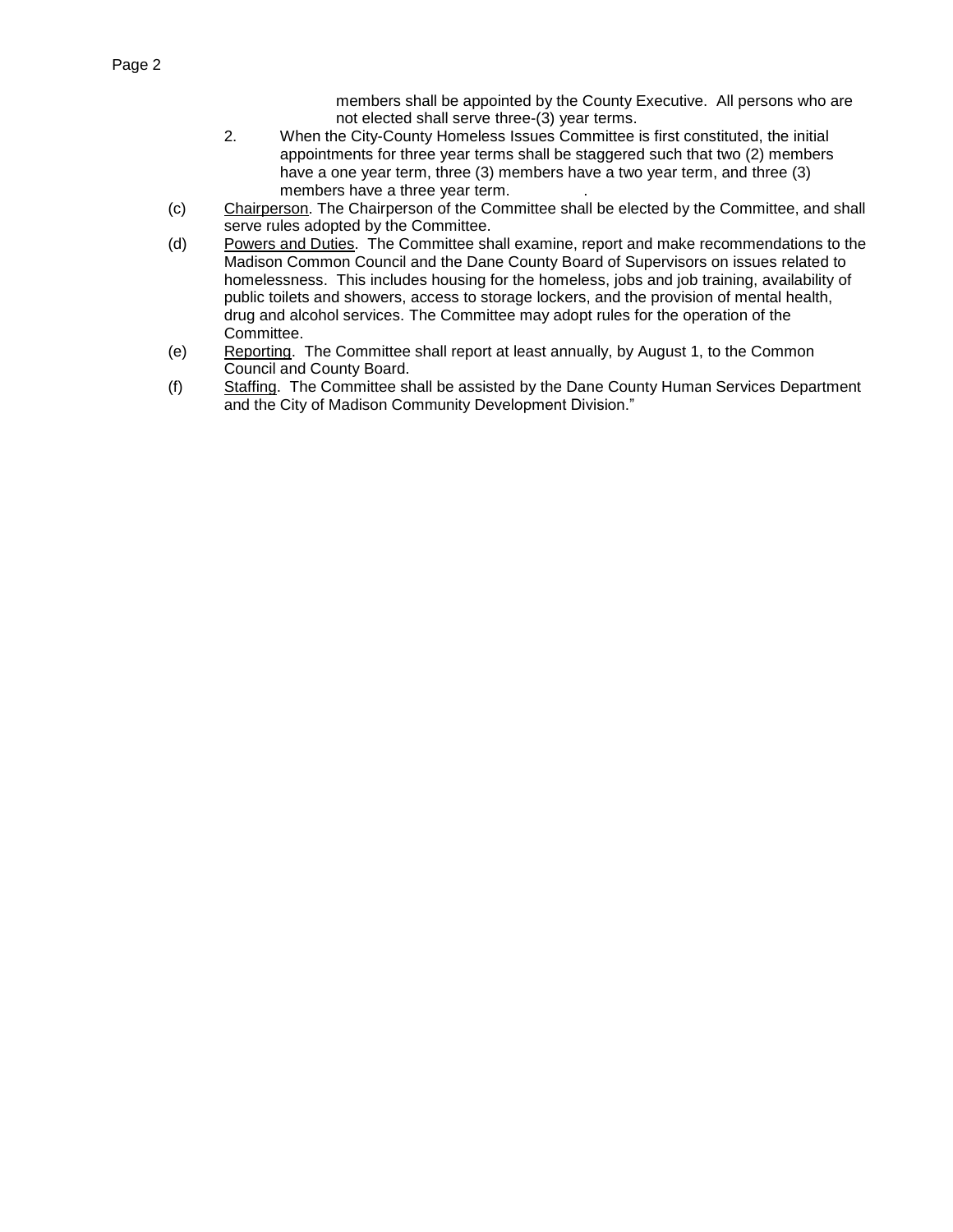members shall be appointed by the County Executive. All persons who are not elected shall serve three-(3) year terms.

2. When the City-County Homeless Issues Committee is first constituted, the initial appointments for three year terms shall be staggered such that two (2) members have a one year term, three (3) members have a two year term, and three (3) members have a three year term.

(c) Chairperson. The Chairperson of the Committee shall be elected by the Committee, and shall serve rules adopted by the Committee.

(d) Powers and Duties. The Committee shall examine, report and make recommendations to the Madison Common Council and the Dane County Board of Supervisors on issues related to homelessness. This includes housing for the homeless, jobs and job training, availability of public toilets and showers, access to storage lockers, and the provision of mental health, drug and alcohol services. The Committee may adopt rules for the operation of the Committee.

(e) Reporting. The Committee shall report at least annually, by August 1, to the Common Council and County Board.

(f) Staffing. The Committee shall be assisted by the Dane County Human Services Department and the City of Madison Community Development Division."